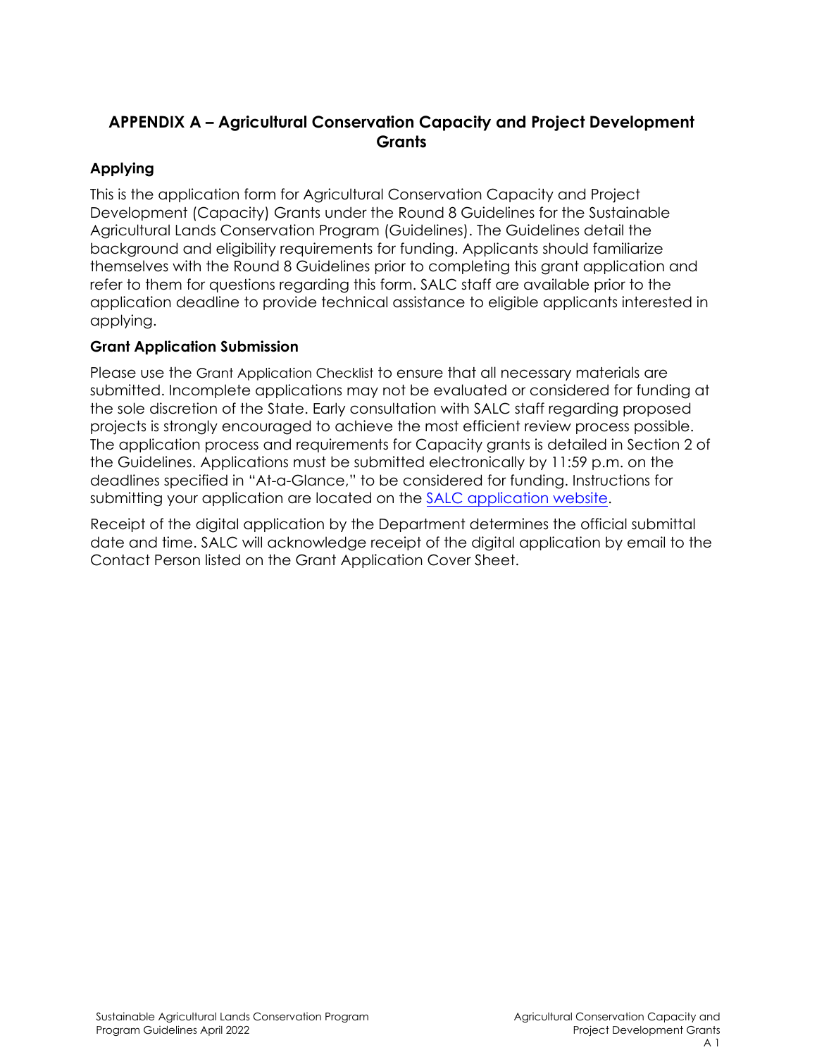# APPENDIX A – Agricultural Conservation Capacity and Project Development Grants

## Applying

This is the application form for Agricultural Conservation Capacity and Project Development (Capacity) Grants under the Round 8 Guidelines for the Sustainable Agricultural Lands Conservation Program (Guidelines). The Guidelines detail the background and eligibility requirements for funding. Applicants should familiarize themselves with the Round 8 Guidelines prior to completing this grant application and refer to them for questions regarding this form. SALC staff are available prior to the application deadline to provide technical assistance to eligible applicants interested in applying.

## Grant Application Submission

Please use the Grant Application Checklist to ensure that all necessary materials are submitted. Incomplete applications may not be evaluated or considered for funding at the sole discretion of the State. Early consultation with SALC staff regarding proposed projects is strongly encouraged to achieve the most efficient review process possible. The application process and requirements for Capacity grants is detailed in Section 2 of the Guidelines. Applications must be submitted electronically by 11:59 p.m. on the deadlines specified in "At-a-Glance," to be considered for funding. Instructions for submitting your application are located on the SALC application website.

Receipt of the digital application by the Department determines the official submittal date and time. SALC will acknowledge receipt of the digital application by email to the Contact Person listed on the Grant Application Cover Sheet.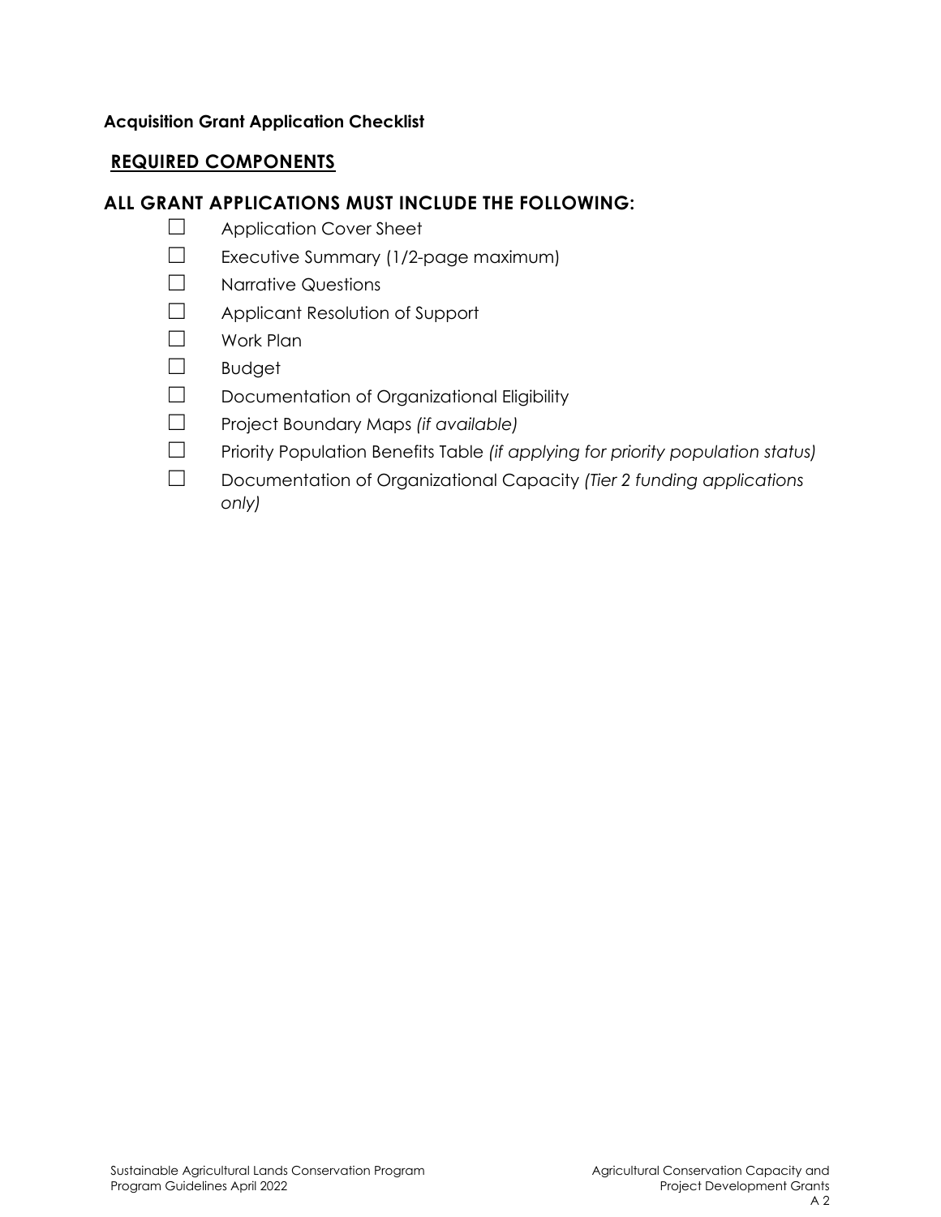**Acquisition Grant Application Checklist**

## REQUIRED COMPONENTS

### ALL GRANT APPLICATIONS MUST INCLUDE THE FOLLOWING:

- ☐ Application Cover Sheet
- ☐ Executive Summary (1/2-page maximum)
- ☐ Narrative Questions
- ☐ Applicant Resolution of Support
- ☐ Work Plan
- ☐ Budget
- ☐ Documentation of Organizational Eligibility
- ☐ Project Boundary Maps *(if available)*
- ☐ Priority Population Benefits Table *(if applying for priority population status)*
- ☐ Documentation of Organizational Capacity *(Tier 2 funding applications only)*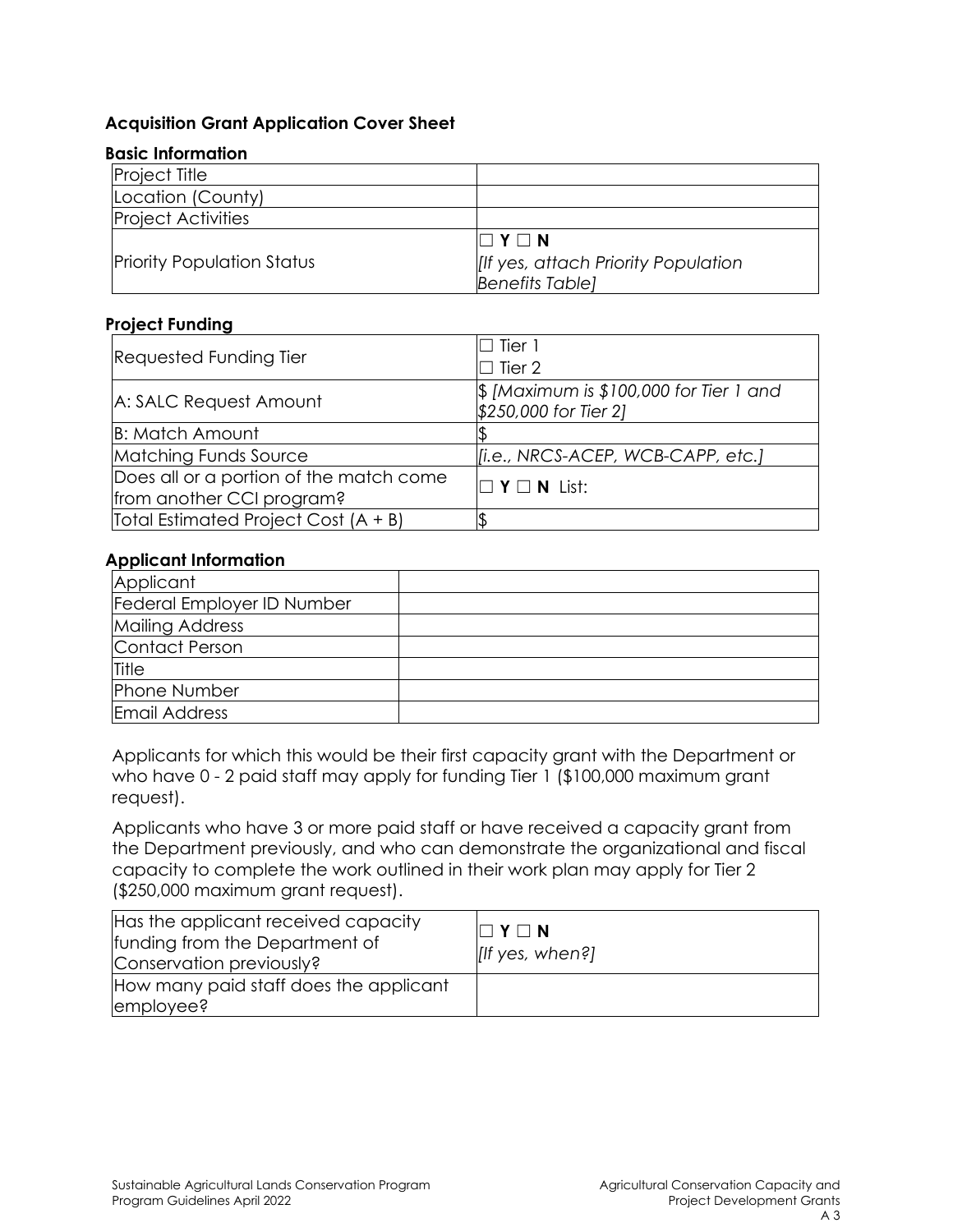### Acquisition Grant Application Cover Sheet

#### Basic Information

| | |
|---|---|
| Project Title | |
| Location (County) | |
| Project Activities | |
| Priority Population Status | ☐ **Y** ☐ **N**<br>*[If yes, attach Priority Population Benefits Table]* |

#### Project Funding

| | |
|---|---|
| Requested Funding Tier | ☐ Tier 1<br>☐ Tier 2 |
| A: SALC Request Amount | $ *[Maximum is $100,000 for Tier 1 and $250,000 for Tier 2]* |
| B: Match Amount | $ |
| Matching Funds Source | *[i.e., NRCS-ACEP, WCB-CAPP, etc.]* |
| Does all or a portion of the match come from another CCI program? | ☐ **Y** ☐ **N** List: |
| Total Estimated Project Cost (A + B) | $ |

#### Applicant Information

| | |
|---|---|
| Applicant | |
| Federal Employer ID Number | |
| Mailing Address | |
| Contact Person | |
| Title | |
| Phone Number | |
| Email Address | |

Applicants for which this would be their first capacity grant with the Department or who have 0 - 2 paid staff may apply for funding Tier 1 ($100,000 maximum grant request).

Applicants who have 3 or more paid staff or have received a capacity grant from the Department previously, and who can demonstrate the organizational and fiscal capacity to complete the work outlined in their work plan may apply for Tier 2 ($250,000 maximum grant request).

| | |
|---|---|
| Has the applicant received capacity funding from the Department of Conservation previously? | ☐ **Y** ☐ **N**<br>*[If yes, when?]* |
| How many paid staff does the applicant employee? | |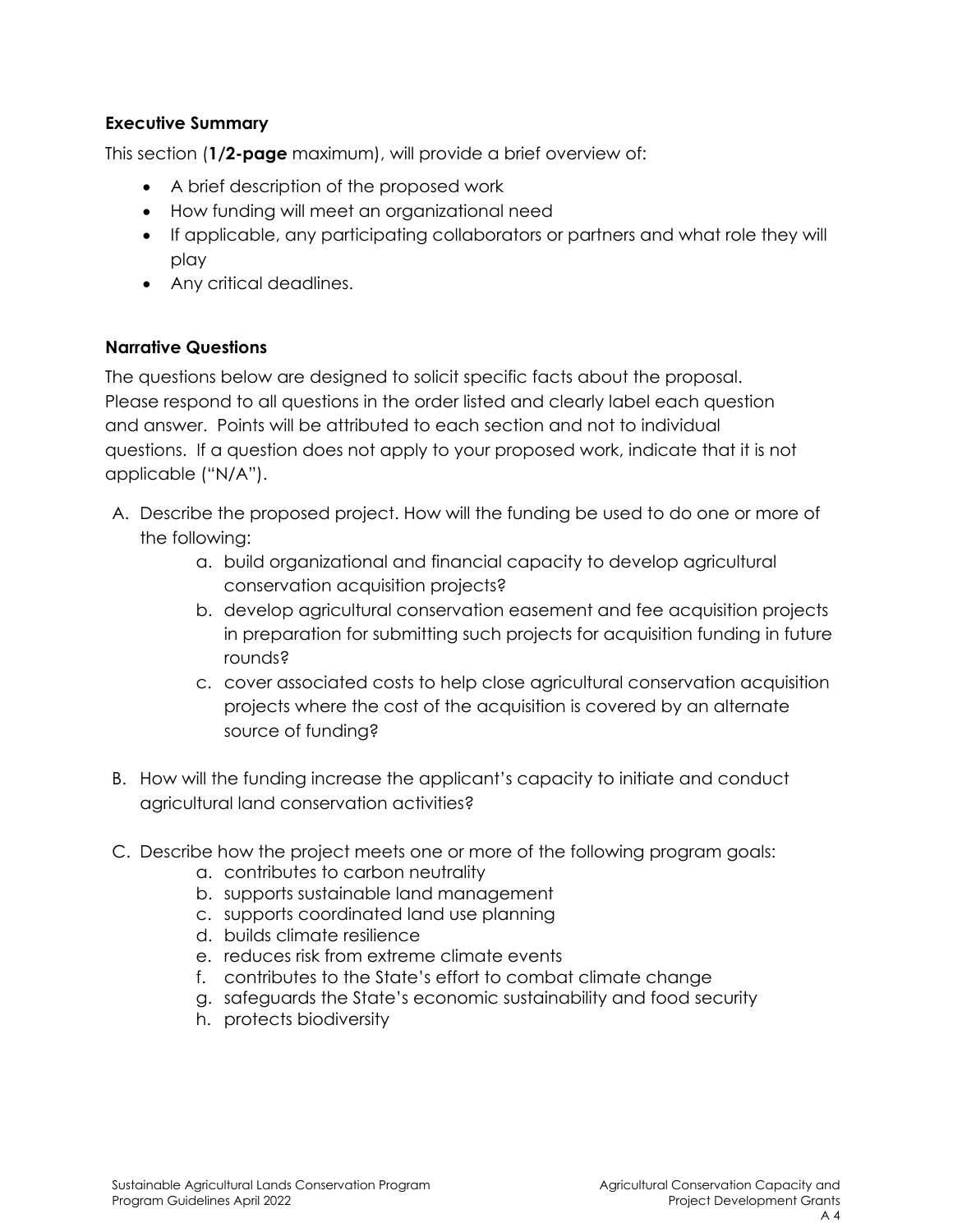## Executive Summary

This section (**1/2-page** maximum), will provide a brief overview of:

- A brief description of the proposed work
- How funding will meet an organizational need
- If applicable, any participating collaborators or partners and what role they will play
- Any critical deadlines.

## Narrative Questions

The questions below are designed to solicit specific facts about the proposal. Please respond to all questions in the order listed and clearly label each question and answer. Points will be attributed to each section and not to individual questions. If a question does not apply to your proposed work, indicate that it is not applicable ("N/A").

A. Describe the proposed project. How will the funding be used to do one or more of the following:
    a. build organizational and financial capacity to develop agricultural conservation acquisition projects?
    b. develop agricultural conservation easement and fee acquisition projects in preparation for submitting such projects for acquisition funding in future rounds?
    c. cover associated costs to help close agricultural conservation acquisition projects where the cost of the acquisition is covered by an alternate source of funding?

B. How will the funding increase the applicant's capacity to initiate and conduct agricultural land conservation activities?

C. Describe how the project meets one or more of the following program goals:
    a. contributes to carbon neutrality
    b. supports sustainable land management
    c. supports coordinated land use planning
    d. builds climate resilience
    e. reduces risk from extreme climate events
    f. contributes to the State's effort to combat climate change
    g. safeguards the State's economic sustainability and food security
    h. protects biodiversity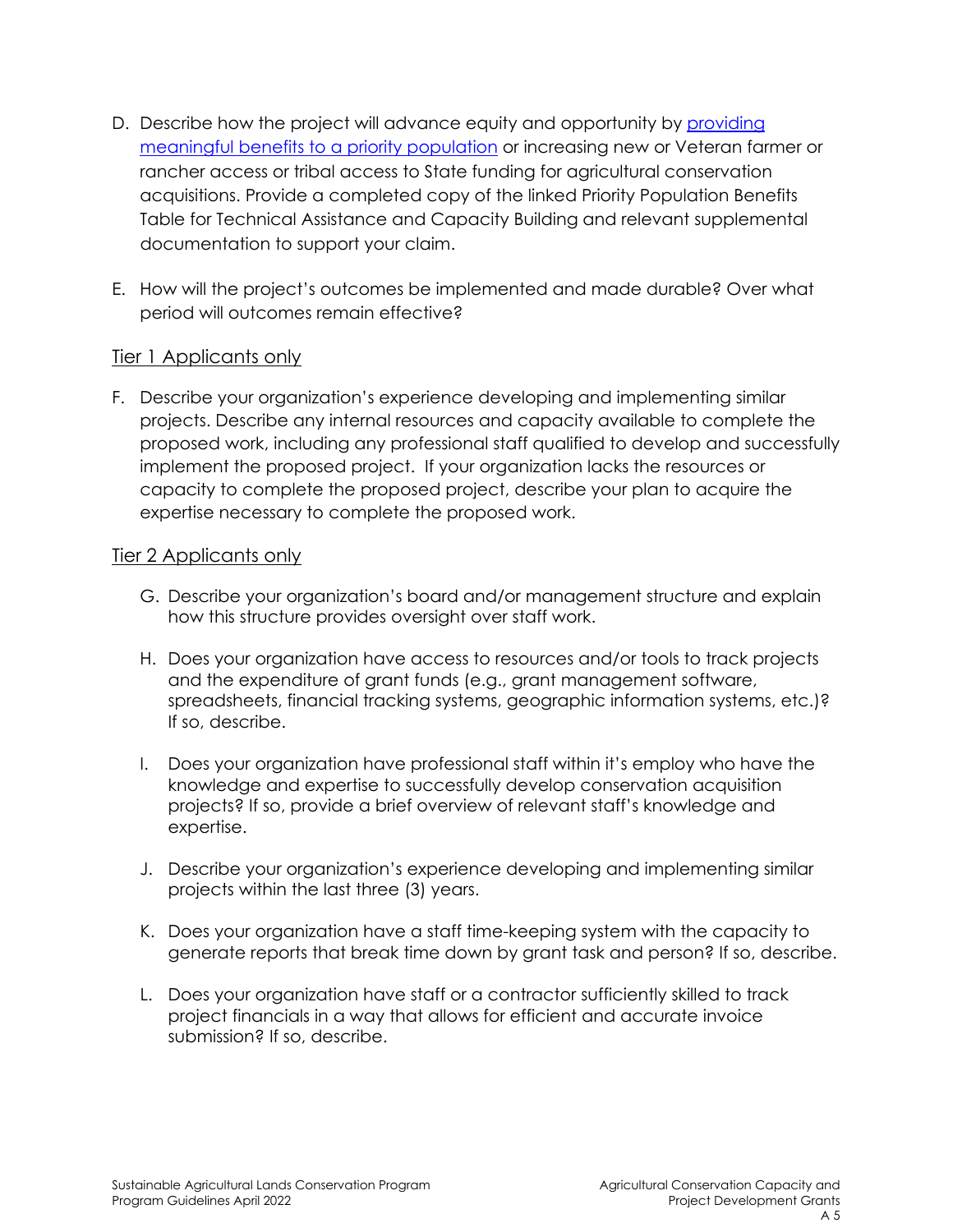D. Describe how the project will advance equity and opportunity by [providing meaningful benefits to a priority population]() or increasing new or Veteran farmer or rancher access or tribal access to State funding for agricultural conservation acquisitions. Provide a completed copy of the linked Priority Population Benefits Table for Technical Assistance and Capacity Building and relevant supplemental documentation to support your claim.

E. How will the project's outcomes be implemented and made durable? Over what period will outcomes remain effective?

<u>Tier 1 Applicants only</u>

F. Describe your organization's experience developing and implementing similar projects. Describe any internal resources and capacity available to complete the proposed work, including any professional staff qualified to develop and successfully implement the proposed project. If your organization lacks the resources or capacity to complete the proposed project, describe your plan to acquire the expertise necessary to complete the proposed work.

<u>Tier 2 Applicants only</u>

G. Describe your organization's board and/or management structure and explain how this structure provides oversight over staff work.

H. Does your organization have access to resources and/or tools to track projects and the expenditure of grant funds (e.g., grant management software, spreadsheets, financial tracking systems, geographic information systems, etc.)? If so, describe.

I. Does your organization have professional staff within it's employ who have the knowledge and expertise to successfully develop conservation acquisition projects? If so, provide a brief overview of relevant staff's knowledge and expertise.

J. Describe your organization's experience developing and implementing similar projects within the last three (3) years.

K. Does your organization have a staff time-keeping system with the capacity to generate reports that break time down by grant task and person? If so, describe.

L. Does your organization have staff or a contractor sufficiently skilled to track project financials in a way that allows for efficient and accurate invoice submission? If so, describe.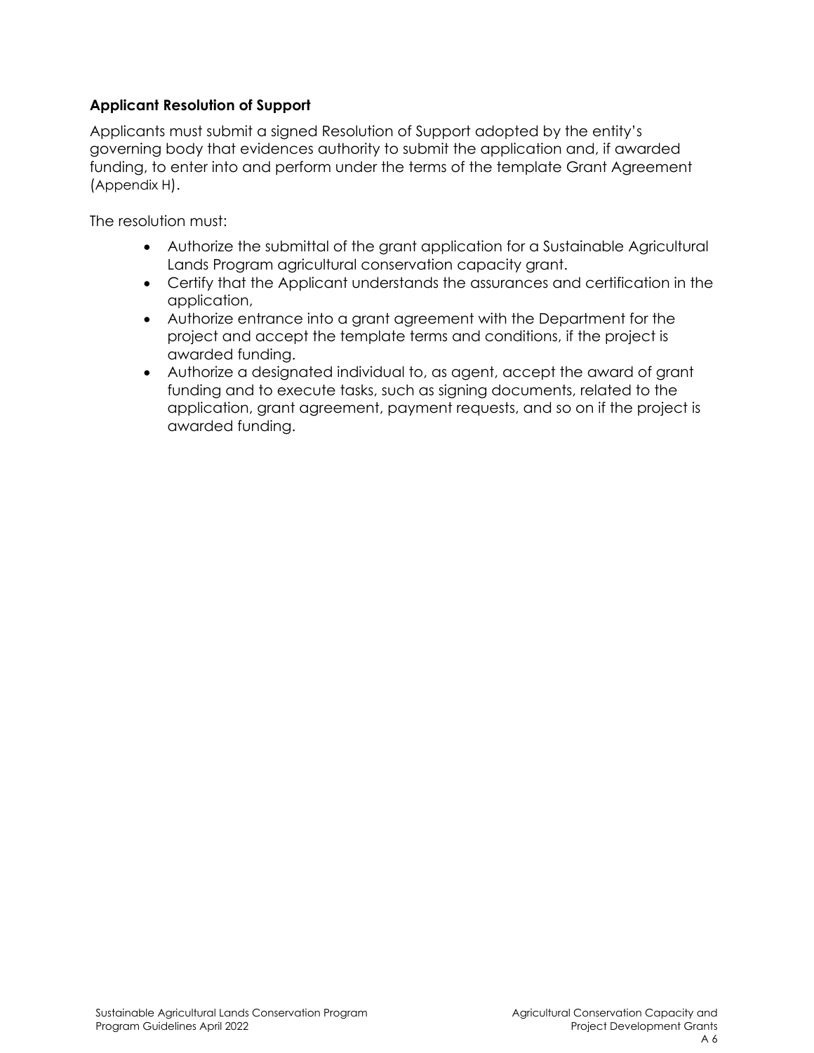**Applicant Resolution of Support**

Applicants must submit a signed Resolution of Support adopted by the entity's governing body that evidences authority to submit the application and, if awarded funding, to enter into and perform under the terms of the template Grant Agreement (Appendix H).

The resolution must:

- Authorize the submittal of the grant application for a Sustainable Agricultural Lands Program agricultural conservation capacity grant.
- Certify that the Applicant understands the assurances and certification in the application,
- Authorize entrance into a grant agreement with the Department for the project and accept the template terms and conditions, if the project is awarded funding.
- Authorize a designated individual to, as agent, accept the award of grant funding and to execute tasks, such as signing documents, related to the application, grant agreement, payment requests, and so on if the project is awarded funding.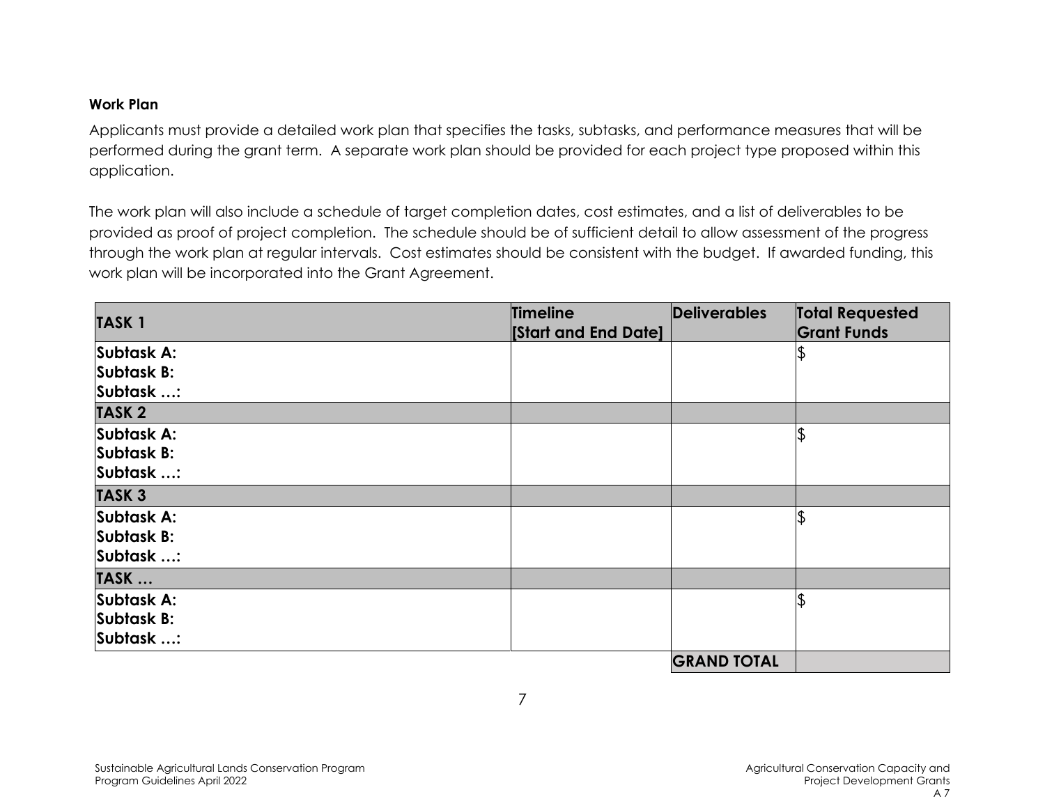**Work Plan**

Applicants must provide a detailed work plan that specifies the tasks, subtasks, and performance measures that will be performed during the grant term. A separate work plan should be provided for each project type proposed within this application.

The work plan will also include a schedule of target completion dates, cost estimates, and a list of deliverables to be provided as proof of project completion. The schedule should be of sufficient detail to allow assessment of the progress through the work plan at regular intervals. Cost estimates should be consistent with the budget. If awarded funding, this work plan will be incorporated into the Grant Agreement.

| **TASK 1** | **Timeline [Start and End Date]** | **Deliverables** | **Total Requested Grant Funds** |
|---|---|---|---|
| **Subtask A:**<br>**Subtask B:**<br>**Subtask …:** | | | $ |
| **TASK 2** | | | |
| **Subtask A:**<br>**Subtask B:**<br>**Subtask …:** | | | $ |
| **TASK 3** | | | |
| **Subtask A:**<br>**Subtask B:**<br>**Subtask …:** | | | $ |
| **TASK …** | | | |
| **Subtask A:**<br>**Subtask B:**<br>**Subtask …:** | | | $ |
| | | **GRAND TOTAL** | |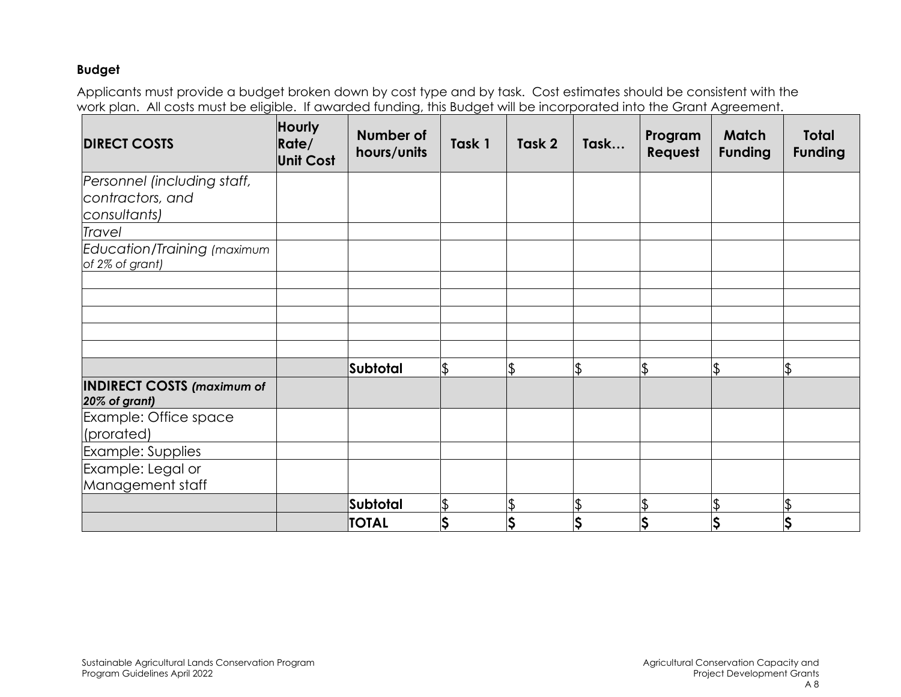**Budget**

Applicants must provide a budget broken down by cost type and by task. Cost estimates should be consistent with the work plan. All costs must be eligible. If awarded funding, this Budget will be incorporated into the Grant Agreement.

| **DIRECT COSTS** | **Hourly Rate/ Unit Cost** | **Number of hours/units** | **Task 1** | **Task 2** | **Task…** | **Program Request** | **Match Funding** | **Total Funding** |
|---|---|---|---|---|---|---|---|---|
| *Personnel (including staff, contractors, and consultants)* | | | | | | | | |
| *Travel* | | | | | | | | |
| *Education/Training (maximum of 2% of grant)* | | | | | | | | |
| | | | | | | | | |
| | | | | | | | | |
| | | | | | | | | |
| | | | | | | | | |
| | | | | | | | | |
| | | **Subtotal** | $ | $ | $ | $ | $ | $ |
| **INDIRECT COSTS *(maximum of 20% of grant)*** | | | | | | | | |
| Example: Office space (prorated) | | | | | | | | |
| Example: Supplies | | | | | | | | |
| Example: Legal or Management staff | | | | | | | | |
| | | **Subtotal** | $ | $ | $ | $ | $ | $ |
| | | **TOTAL** | **$** | **$** | **$** | **$** | **$** | **$** |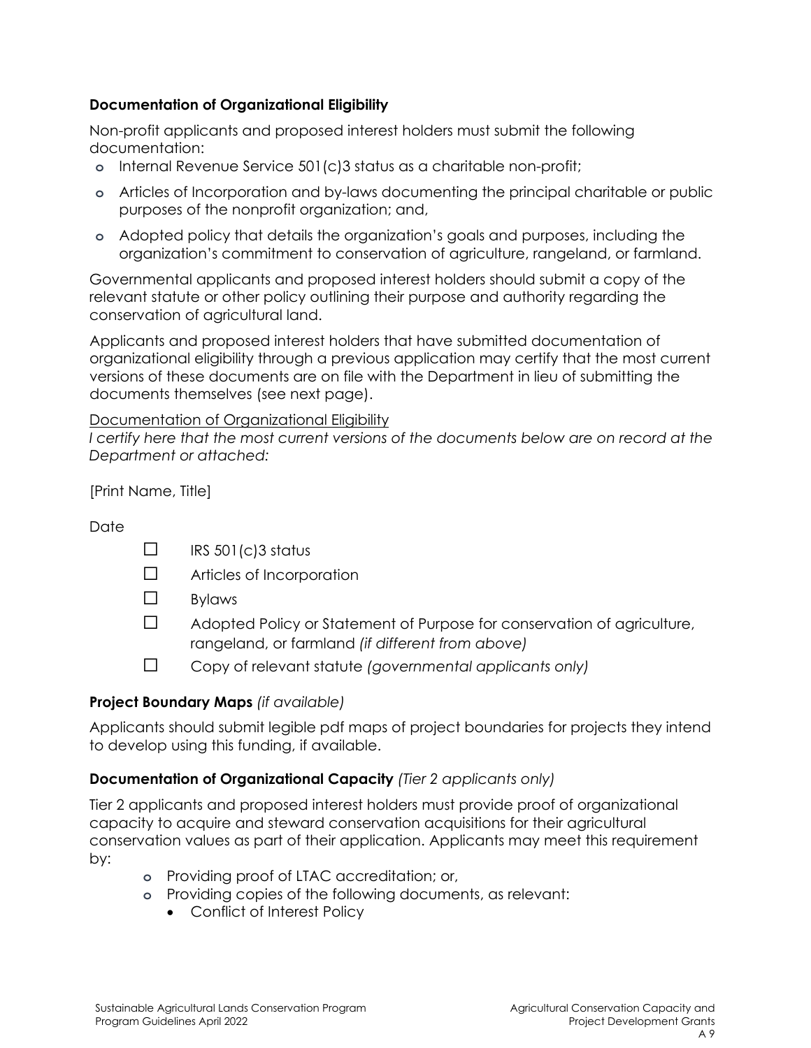**Documentation of Organizational Eligibility**

Non-profit applicants and proposed interest holders must submit the following documentation:

- Internal Revenue Service 501(c)3 status as a charitable non-profit;
- Articles of Incorporation and by-laws documenting the principal charitable or public purposes of the nonprofit organization; and,
- Adopted policy that details the organization's goals and purposes, including the organization's commitment to conservation of agriculture, rangeland, or farmland.

Governmental applicants and proposed interest holders should submit a copy of the relevant statute or other policy outlining their purpose and authority regarding the conservation of agricultural land.

Applicants and proposed interest holders that have submitted documentation of organizational eligibility through a previous application may certify that the most current versions of these documents are on file with the Department in lieu of submitting the documents themselves (see next page).

<u>Documentation of Organizational Eligibility</u>

*I certify here that the most current versions of the documents below are on record at the Department or attached:*

[Print Name, Title]

Date

- ☐ IRS 501(c)3 status
- ☐ Articles of Incorporation
- ☐ Bylaws
- ☐ Adopted Policy or Statement of Purpose for conservation of agriculture, rangeland, or farmland *(if different from above)*
- ☐ Copy of relevant statute *(governmental applicants only)*

**Project Boundary Maps** *(if available)*

Applicants should submit legible pdf maps of project boundaries for projects they intend to develop using this funding, if available.

**Documentation of Organizational Capacity** *(Tier 2 applicants only)*

Tier 2 applicants and proposed interest holders must provide proof of organizational capacity to acquire and steward conservation acquisitions for their agricultural conservation values as part of their application. Applicants may meet this requirement by:

- Providing proof of LTAC accreditation; or,
- Providing copies of the following documents, as relevant:
  - Conflict of Interest Policy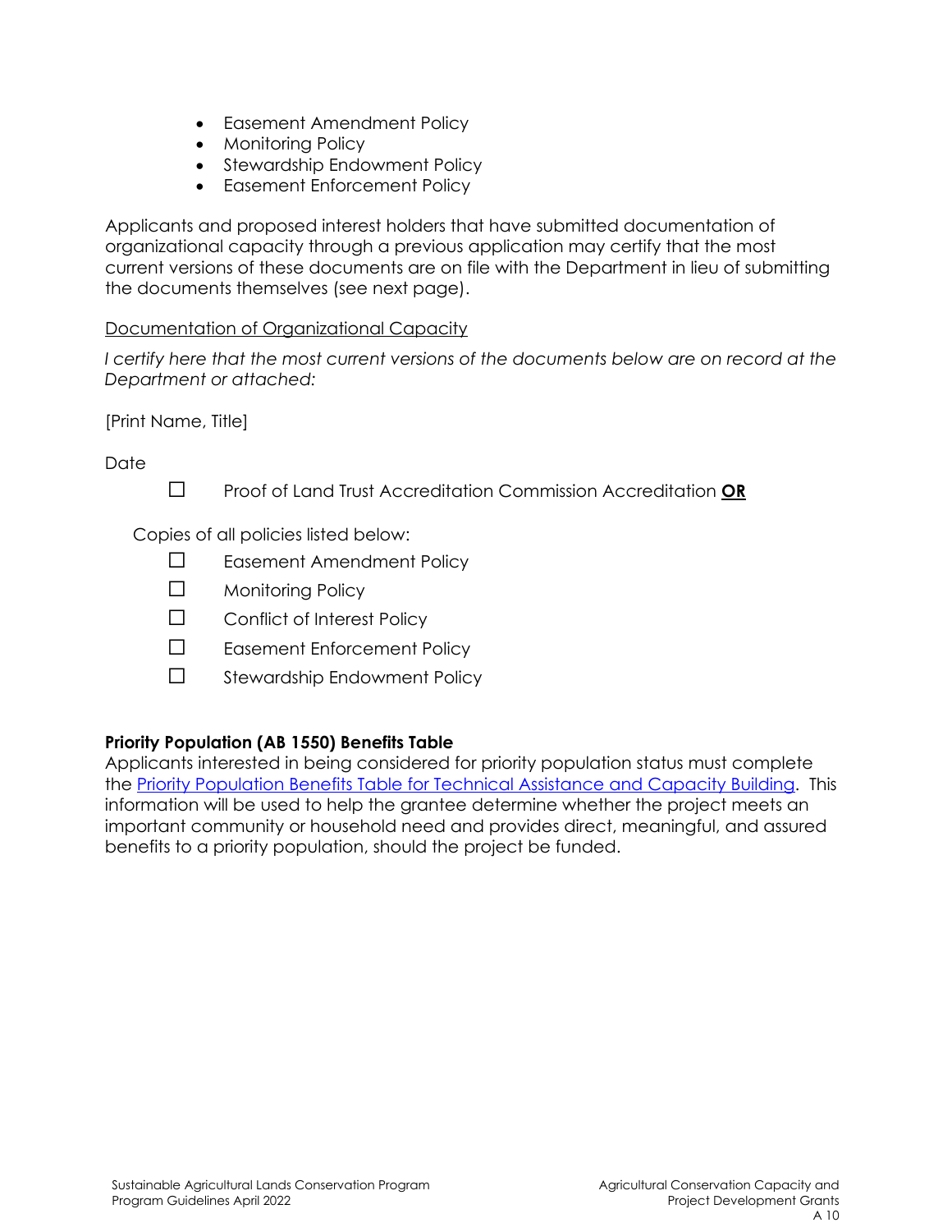- Easement Amendment Policy
- Monitoring Policy
- Stewardship Endowment Policy
- Easement Enforcement Policy

Applicants and proposed interest holders that have submitted documentation of organizational capacity through a previous application may certify that the most current versions of these documents are on file with the Department in lieu of submitting the documents themselves (see next page).

<u>Documentation of Organizational Capacity</u>

*I certify here that the most current versions of the documents below are on record at the Department or attached:*

[Print Name, Title]

Date

- ☐ Proof of Land Trust Accreditation Commission Accreditation **<u>OR</u>**

Copies of all policies listed below:

- ☐ Easement Amendment Policy
- ☐ Monitoring Policy
- ☐ Conflict of Interest Policy
- ☐ Easement Enforcement Policy
- ☐ Stewardship Endowment Policy

**Priority Population (AB 1550) Benefits Table**

Applicants interested in being considered for priority population status must complete the [Priority Population Benefits Table for Technical Assistance and Capacity Building](). This information will be used to help the grantee determine whether the project meets an important community or household need and provides direct, meaningful, and assured benefits to a priority population, should the project be funded.